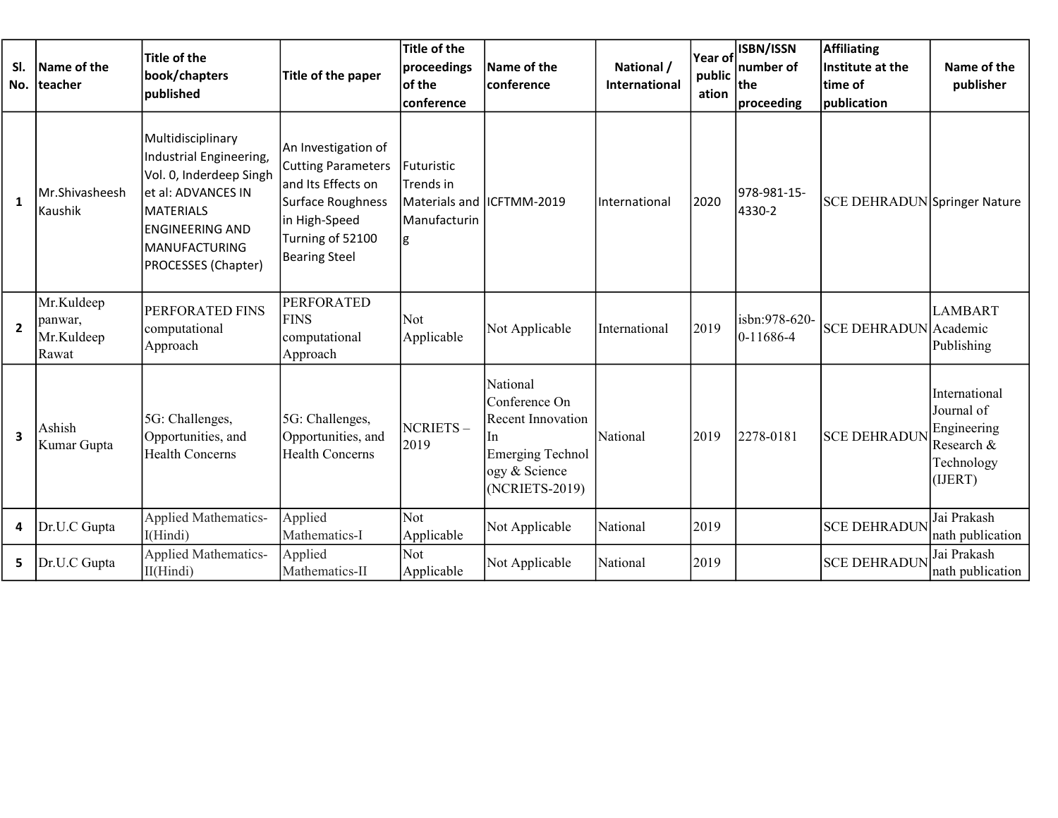| Sl. No. | Name of the teacher | Title of the book/chapters published | Title of the paper | Title of the proceedings of the conference | Name of the conference | National / International | Year of publication | ISBN/ISSN number of the proceeding | Affiliating Institute at the time of publication | Name of the publisher |
|---|---|---|---|---|---|---|---|---|---|---|
| 1 | Mr.Shivasheesh Kaushik | Multidisciplinary Industrial Engineering, Vol. 0, Inderdeep Singh et al: ADVANCES IN MATERIALS ENGINEERING AND MANUFACTURING PROCESSES (Chapter) | An Investigation of Cutting Parameters and Its Effects on Surface Roughness in High-Speed Turning of 52100 Bearing Steel | Futuristic Trends in Materials and Manufacturing | ICFTMM-2019 | International | 2020 | 978-981-15-4330-2 | SCE DEHRADUN | Springer Nature |
| 2 | Mr.Kuldeep panwar, Mr.Kuldeep Rawat | PERFORATED FINS computational Approach | PERFORATED FINS computational Approach | Not Applicable | Not Applicable | International | 2019 | isbn:978-620-0-11686-4 | SCE DEHRADUN | LAMBART Academic Publishing |
| 3 | Ashish Kumar Gupta | 5G: Challenges, Opportunities, and Health Concerns | 5G: Challenges, Opportunities, and Health Concerns | NCRIETS – 2019 | National Conference On Recent Innovation In Emerging Technology & Science (NCRIETS-2019) | National | 2019 | 2278-0181 | SCE DEHRADUN | International Journal of Engineering Research & Technology (IJERT) |
| 4 | Dr.U.C Gupta | Applied Mathematics-I(Hindi) | Applied Mathematics-I | Not Applicable | Not Applicable | National | 2019 | | SCE DEHRADUN | Jai Prakash nath publication |
| 5 | Dr.U.C Gupta | Applied Mathematics-II(Hindi) | Applied Mathematics-II | Not Applicable | Not Applicable | National | 2019 | | SCE DEHRADUN | Jai Prakash nath publication |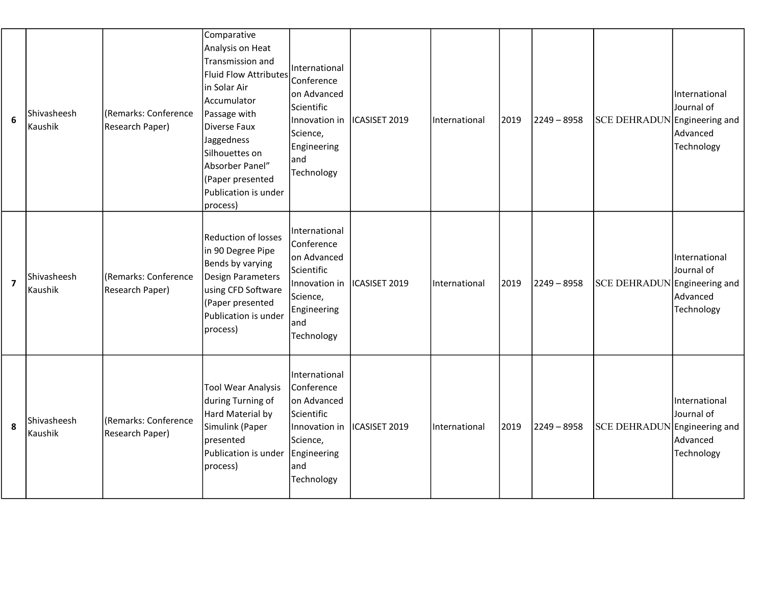| | | | | | | | | | | |
|---|---|---|---|---|---|---|---|---|---|---|
| **6** | Shivasheesh Kaushik | (Remarks: Conference Research Paper) | Comparative Analysis on Heat Transmission and Fluid Flow Attributes in Solar Air Accumulator Passage with Diverse Faux Jaggedness Silhouettes on Absorber Panel" (Paper presented Publication is under process) | International Conference on Advanced Scientific Innovation in Science, Engineering and Technology | ICASISET 2019 | International | 2019 | 2249 – 8958 | SCE DEHRADUN | International Journal of Engineering and Advanced Technology |
| **7** | Shivasheesh Kaushik | (Remarks: Conference Research Paper) | Reduction of losses in 90 Degree Pipe Bends by varying Design Parameters using CFD Software (Paper presented Publication is under process) | International Conference on Advanced Scientific Innovation in Science, Engineering and Technology | ICASISET 2019 | International | 2019 | 2249 – 8958 | SCE DEHRADUN | International Journal of Engineering and Advanced Technology |
| **8** | Shivasheesh Kaushik | (Remarks: Conference Research Paper) | Tool Wear Analysis during Turning of Hard Material by Simulink (Paper presented Publication is under process) | International Conference on Advanced Scientific Innovation in Science, Engineering and Technology | ICASISET 2019 | International | 2019 | 2249 – 8958 | SCE DEHRADUN | International Journal of Engineering and Advanced Technology |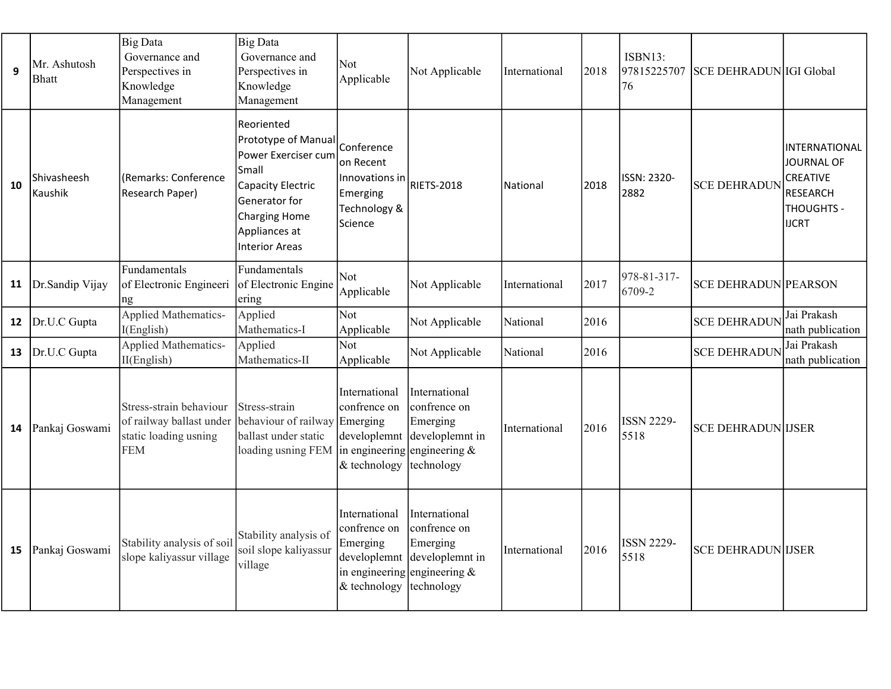| 9 | Mr. Ashutosh Bhatt | Big Data Governance and Perspectives in Knowledge Management | Big Data Governance and Perspectives in Knowledge Management | Not Applicable | Not Applicable | International | 2018 | ISBN13: 9781522570776 | SCE DEHRADUN | IGI Global |
|---|---|---|---|---|---|---|---|---|---|---|
| 10 | Shivasheesh Kaushik | (Remarks: Conference Research Paper) | Reoriented Prototype of Manual Power Exerciser cum Small Capacity Electric Generator for Charging Home Appliances at Interior Areas | Conference on Recent Innovations in Emerging Technology & Science | RIETS-2018 | National | 2018 | ISSN: 2320-2882 | SCE DEHRADUN | INTERNATIONAL JOURNAL OF CREATIVE RESEARCH THOUGHTS - IJCRT |
| 11 | Dr.Sandip Vijay | Fundamentals of Electronic Engineering | Fundamentals of Electronic Engineering | Not Applicable | Not Applicable | International | 2017 | 978-81-317-6709-2 | SCE DEHRADUN | PEARSON |
| 12 | Dr.U.C Gupta | Applied Mathematics-I(English) | Applied Mathematics-I | Not Applicable | Not Applicable | National | 2016 | | SCE DEHRADUN | Jai Prakash nath publication |
| 13 | Dr.U.C Gupta | Applied Mathematics-II(English) | Applied Mathematics-II | Not Applicable | Not Applicable | National | 2016 | | SCE DEHRADUN | Jai Prakash nath publication |
| 14 | Pankaj Goswami | Stress-strain behaviour of railway ballast under static loading usning FEM | Stress-strain behaviour of railway ballast under static loading usning FEM | International confrence on Emerging developlemnt in engineering & technology | International confrence on Emerging developlemnt in engineering & technology | International | 2016 | ISSN 2229-5518 | SCE DEHRADUN | IJSER |
| 15 | Pankaj Goswami | Stability analysis of soil slope kaliyassur village | Stability analysis of soil slope kaliyassur village | International confrence on Emerging developlemnt in engineering & technology | International confrence on Emerging developlemnt in engineering & technology | International | 2016 | ISSN 2229-5518 | SCE DEHRADUN | IJSER |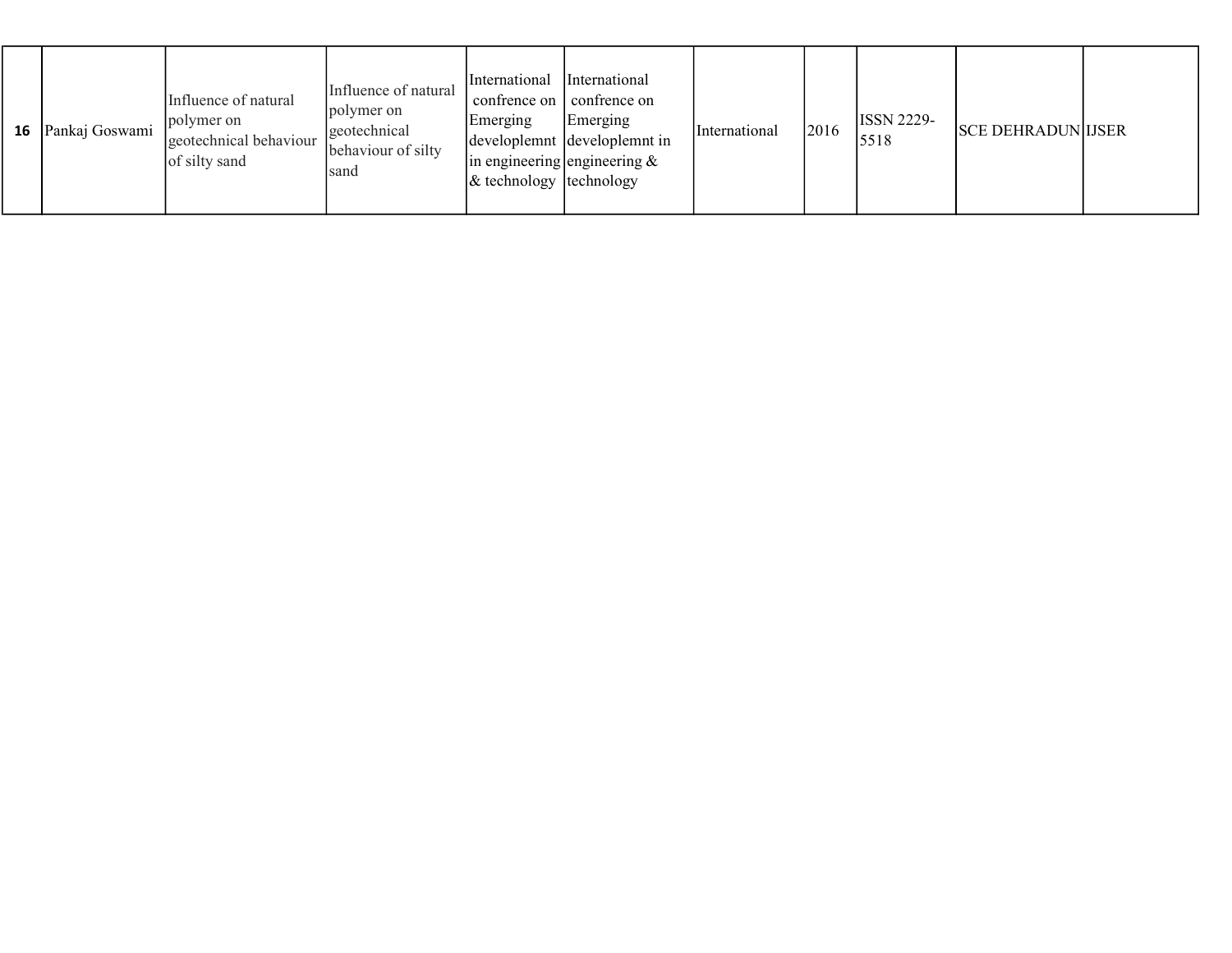| | | | | | | | | | | | |
|---|---|---|---|---|---|---|---|---|---|---|---|
| **16** | Pankaj Goswami | Influence of natural polymer on geotechnical behaviour of silty sand | Influence of natural polymer on geotechnical behaviour of silty sand | International confrence on Emerging developlemnt in engineering & technology | International confrence on Emerging developlemnt in engineering & technology | International | 2016 | ISSN 2229-5518 | SCE DEHRADUN | IJSER | |